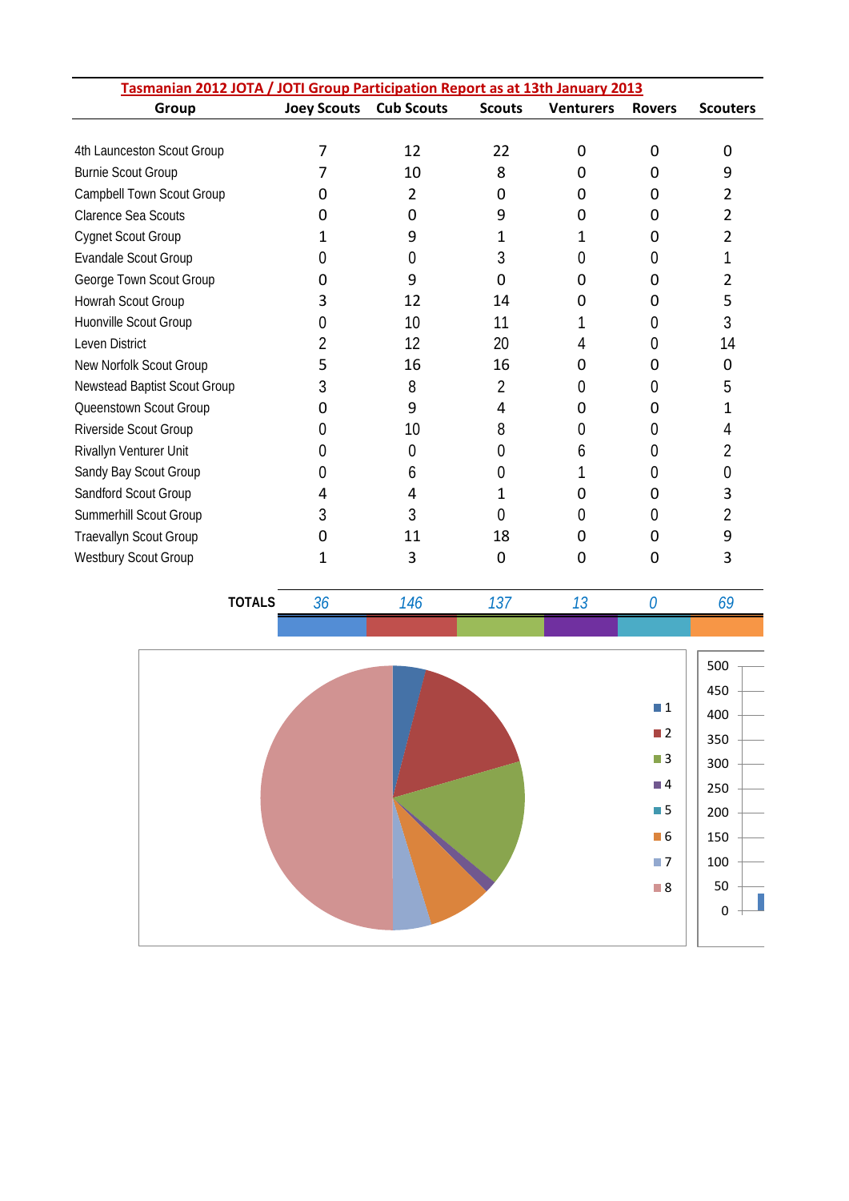## Tasmanian 2012 JOTA / JOTI Group Participation Report as at 13th January 2013

| Group | Joey Scouts | Cub Scouts | Scouts | Venturers | Rovers | Scouters |
|---|---|---|---|---|---|---|
| 4th Launceston Scout Group | 7 | 12 | 22 | 0 | 0 | 0 |
| Burnie Scout Group | 7 | 10 | 8 | 0 | 0 | 9 |
| Campbell Town Scout Group | 0 | 2 | 0 | 0 | 0 | 2 |
| Clarence Sea Scouts | 0 | 0 | 9 | 0 | 0 | 2 |
| Cygnet Scout Group | 1 | 9 | 1 | 1 | 0 | 2 |
| Evandale Scout Group | 0 | 0 | 3 | 0 | 0 | 1 |
| George Town Scout Group | 0 | 9 | 0 | 0 | 0 | 2 |
| Howrah Scout Group | 3 | 12 | 14 | 0 | 0 | 5 |
| Huonville Scout Group | 0 | 10 | 11 | 1 | 0 | 3 |
| Leven District | 2 | 12 | 20 | 4 | 0 | 14 |
| New Norfolk Scout Group | 5 | 16 | 16 | 0 | 0 | 0 |
| Newstead Baptist Scout Group | 3 | 8 | 2 | 0 | 0 | 5 |
| Queenstown Scout Group | 0 | 9 | 4 | 0 | 0 | 1 |
| Riverside Scout Group | 0 | 10 | 8 | 0 | 0 | 4 |
| Rivallyn Venturer Unit | 0 | 0 | 0 | 6 | 0 | 2 |
| Sandy Bay Scout Group | 0 | 6 | 0 | 1 | 0 | 0 |
| Sandford Scout Group | 4 | 4 | 1 | 0 | 0 | 3 |
| Summerhill Scout Group | 3 | 3 | 0 | 0 | 0 | 2 |
| Traevallyn Scout Group | 0 | 11 | 18 | 0 | 0 | 9 |
| Westbury Scout Group | 1 | 3 | 0 | 0 | 0 | 3 |
| **TOTALS** | *36* | *146* | *137* | *13* | *0* | *69* |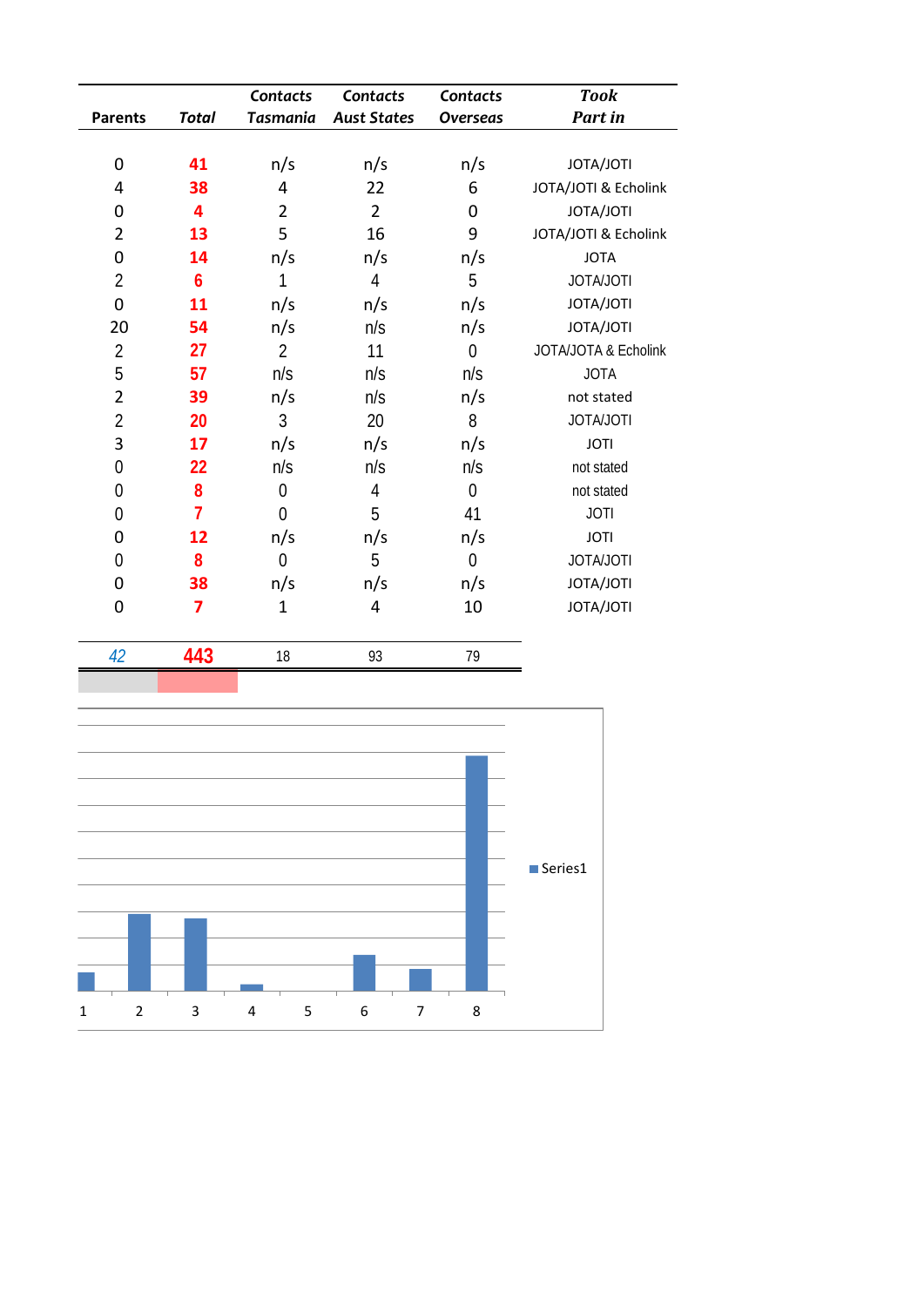| Parents | Total | Contacts Tasmania | Contacts Aust States | Contacts Overseas | Took Part in |
|---|---|---|---|---|---|
| 0 | 41 | n/s | n/s | n/s | JOTA/JOTI |
| 4 | 38 | 4 | 22 | 6 | JOTA/JOTI & Echolink |
| 0 | 4 | 2 | 2 | 0 | JOTA/JOTI |
| 2 | 13 | 5 | 16 | 9 | JOTA/JOTI & Echolink |
| 0 | 14 | n/s | n/s | n/s | JOTA |
| 2 | 6 | 1 | 4 | 5 | JOTA/JOTI |
| 0 | 11 | n/s | n/s | n/s | JOTA/JOTI |
| 20 | 54 | n/s | n/s | n/s | JOTA/JOTI |
| 2 | 27 | 2 | 11 | 0 | JOTA/JOTA & Echolink |
| 5 | 57 | n/s | n/s | n/s | JOTA |
| 2 | 39 | n/s | n/s | n/s | not stated |
| 2 | 20 | 3 | 20 | 8 | JOTA/JOTI |
| 3 | 17 | n/s | n/s | n/s | JOTI |
| 0 | 22 | n/s | n/s | n/s | not stated |
| 0 | 8 | 0 | 4 | 0 | not stated |
| 0 | 7 | 0 | 5 | 41 | JOTI |
| 0 | 12 | n/s | n/s | n/s | JOTI |
| 0 | 8 | 0 | 5 | 0 | JOTA/JOTI |
| 0 | 38 | n/s | n/s | n/s | JOTA/JOTI |
| 0 | 7 | 1 | 4 | 10 | JOTA/JOTI |
| 42 | 443 | 18 | 93 | 79 | |

1 2 3 4 5 6 7 8

Series1